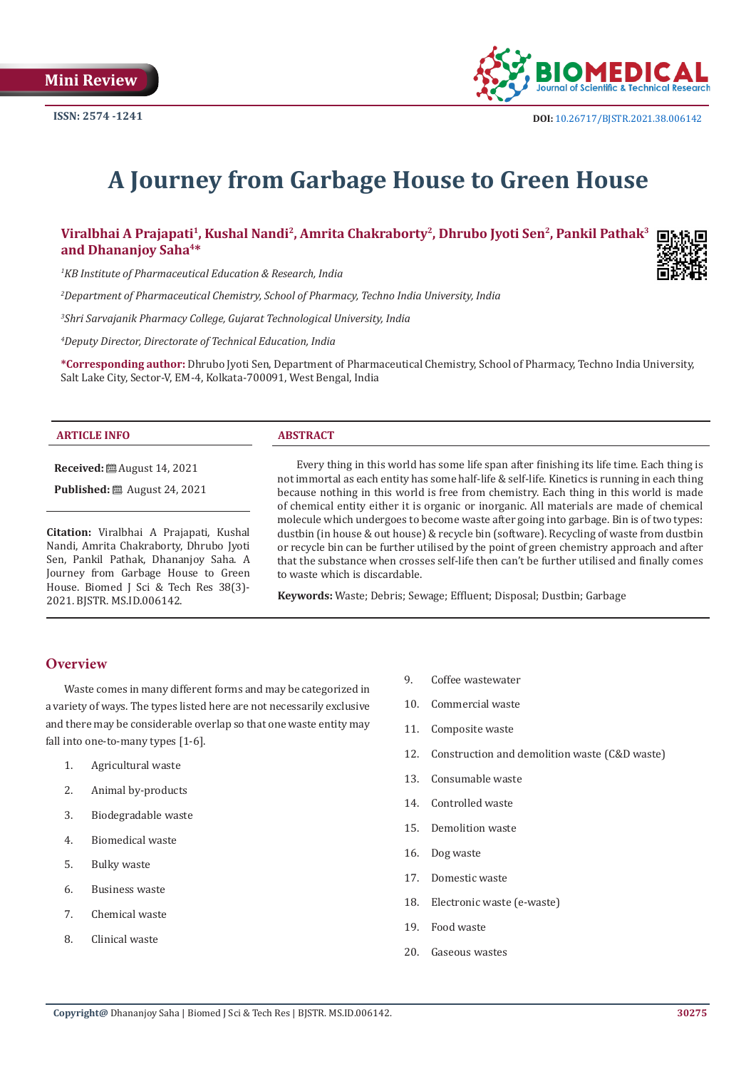Mini Review

ISSN: 2574 -1241

DOI: 10.26717/BJSTR.2021.38.006142

# A Journey from Garbage House to Green House

**Viralbhai A Prajapati[1], Kushal Nandi[2], Amrita Chakraborty[2], Dhrubo Jyoti Sen[2], Pankil Pathak[3] and Dhananjoy Saha[4]***

*[1]KB Institute of Pharmaceutical Education & Research, India*

*[2]Department of Pharmaceutical Chemistry, School of Pharmacy, Techno India University, India*

*[3]Shri Sarvajanik Pharmacy College, Gujarat Technological University, India*

*[4]Deputy Director, Directorate of Technical Education, India*

**\*Corresponding author:** Dhrubo Jyoti Sen, Department of Pharmaceutical Chemistry, School of Pharmacy, Techno India University, Salt Lake City, Sector-V, EM-4, Kolkata-700091, West Bengal, India

**ARTICLE INFO**

**Received:** August 14, 2021

**Published:** August 24, 2021

**Citation:** Viralbhai A Prajapati, Kushal Nandi, Amrita Chakraborty, Dhrubo Jyoti Sen, Pankil Pathak, Dhananjoy Saha. A Journey from Garbage House to Green House. Biomed J Sci & Tech Res 38(3)-2021. BJSTR. MS.ID.006142.

**ABSTRACT**

Every thing in this world has some life span after finishing its life time. Each thing is not immortal as each entity has some half-life & self-life. Kinetics is running in each thing because nothing in this world is free from chemistry. Each thing in this world is made of chemical entity either it is organic or inorganic. All materials are made of chemical molecule which undergoes to become waste after going into garbage. Bin is of two types: dustbin (in house & out house) & recycle bin (software). Recycling of waste from dustbin or recycle bin can be further utilised by the point of green chemistry approach and after that the substance when crosses self-life then can't be further utilised and finally comes to waste which is discardable.

**Keywords:** Waste; Debris; Sewage; Effluent; Disposal; Dustbin; Garbage

## Overview

Waste comes in many different forms and may be categorized in a variety of ways. The types listed here are not necessarily exclusive and there may be considerable overlap so that one waste entity may fall into one-to-many types [1-6].

1. Agricultural waste
2. Animal by-products
3. Biodegradable waste
4. Biomedical waste
5. Bulky waste
6. Business waste
7. Chemical waste
8. Clinical waste
9. Coffee wastewater
10. Commercial waste
11. Composite waste
12. Construction and demolition waste (C&D waste)
13. Consumable waste
14. Controlled waste
15. Demolition waste
16. Dog waste
17. Domestic waste
18. Electronic waste (e-waste)
19. Food waste
20. Gaseous wastes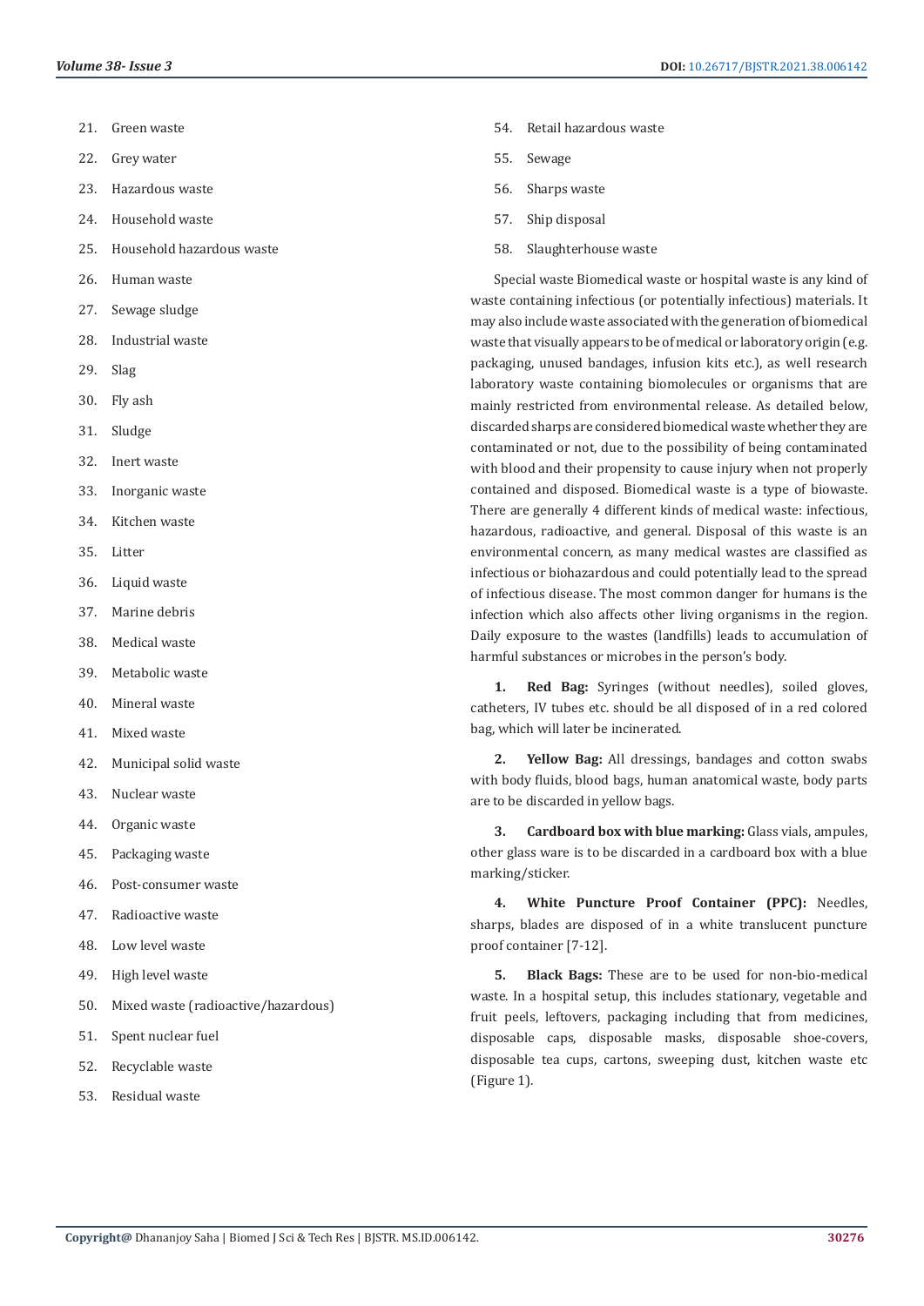21. Green waste
22. Grey water
23. Hazardous waste
24. Household waste
25. Household hazardous waste
26. Human waste
27. Sewage sludge
28. Industrial waste
29. Slag
30. Fly ash
31. Sludge
32. Inert waste
33. Inorganic waste
34. Kitchen waste
35. Litter
36. Liquid waste
37. Marine debris
38. Medical waste
39. Metabolic waste
40. Mineral waste
41. Mixed waste
42. Municipal solid waste
43. Nuclear waste
44. Organic waste
45. Packaging waste
46. Post-consumer waste
47. Radioactive waste
48. Low level waste
49. High level waste
50. Mixed waste (radioactive/hazardous)
51. Spent nuclear fuel
52. Recyclable waste
53. Residual waste
54. Retail hazardous waste
55. Sewage
56. Sharps waste
57. Ship disposal
58. Slaughterhouse waste

Special waste Biomedical waste or hospital waste is any kind of waste containing infectious (or potentially infectious) materials. It may also include waste associated with the generation of biomedical waste that visually appears to be of medical or laboratory origin (e.g. packaging, unused bandages, infusion kits etc.), as well research laboratory waste containing biomolecules or organisms that are mainly restricted from environmental release. As detailed below, discarded sharps are considered biomedical waste whether they are contaminated or not, due to the possibility of being contaminated with blood and their propensity to cause injury when not properly contained and disposed. Biomedical waste is a type of biowaste. There are generally 4 different kinds of medical waste: infectious, hazardous, radioactive, and general. Disposal of this waste is an environmental concern, as many medical wastes are classified as infectious or biohazardous and could potentially lead to the spread of infectious disease. The most common danger for humans is the infection which also affects other living organisms in the region. Daily exposure to the wastes (landfills) leads to accumulation of harmful substances or microbes in the person's body.

1. **Red Bag:** Syringes (without needles), soiled gloves, catheters, IV tubes etc. should be all disposed of in a red colored bag, which will later be incinerated.

2. **Yellow Bag:** All dressings, bandages and cotton swabs with body fluids, blood bags, human anatomical waste, body parts are to be discarded in yellow bags.

3. **Cardboard box with blue marking:** Glass vials, ampules, other glass ware is to be discarded in a cardboard box with a blue marking/sticker.

4. **White Puncture Proof Container (PPC):** Needles, sharps, blades are disposed of in a white translucent puncture proof container [7-12].

5. **Black Bags:** These are to be used for non-bio-medical waste. In a hospital setup, this includes stationary, vegetable and fruit peels, leftovers, packaging including that from medicines, disposable caps, disposable masks, disposable shoe-covers, disposable tea cups, cartons, sweeping dust, kitchen waste etc (Figure 1).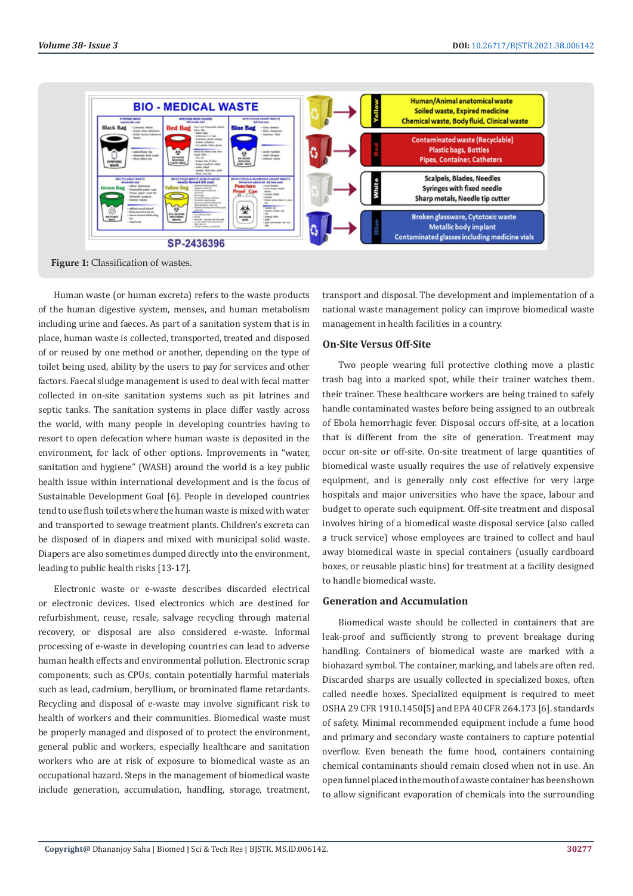Figure 1: Classification of wastes.

Human waste (or human excreta) refers to the waste products of the human digestive system, menses, and human metabolism including urine and faeces. As part of a sanitation system that is in place, human waste is collected, transported, treated and disposed of or reused by one method or another, depending on the type of toilet being used, ability by the users to pay for services and other factors. Faecal sludge management is used to deal with fecal matter collected in on-site sanitation systems such as pit latrines and septic tanks. The sanitation systems in place differ vastly across the world, with many people in developing countries having to resort to open defecation where human waste is deposited in the environment, for lack of other options. Improvements in "water, sanitation and hygiene" (WASH) around the world is a key public health issue within international development and is the focus of Sustainable Development Goal [6]. People in developed countries tend to use flush toilets where the human waste is mixed with water and transported to sewage treatment plants. Children's excreta can be disposed of in diapers and mixed with municipal solid waste. Diapers are also sometimes dumped directly into the environment, leading to public health risks [13-17].

Electronic waste or e-waste describes discarded electrical or electronic devices. Used electronics which are destined for refurbishment, reuse, resale, salvage recycling through material recovery, or disposal are also considered e-waste. Informal processing of e-waste in developing countries can lead to adverse human health effects and environmental pollution. Electronic scrap components, such as CPUs, contain potentially harmful materials such as lead, cadmium, beryllium, or brominated flame retardants. Recycling and disposal of e-waste may involve significant risk to health of workers and their communities. Biomedical waste must be properly managed and disposed of to protect the environment, general public and workers, especially healthcare and sanitation workers who are at risk of exposure to biomedical waste as an occupational hazard. Steps in the management of biomedical waste include generation, accumulation, handling, storage, treatment, transport and disposal. The development and implementation of a national waste management policy can improve biomedical waste management in health facilities in a country.

## On-Site Versus Off-Site

Two people wearing full protective clothing move a plastic trash bag into a marked spot, while their trainer watches them. their trainer. These healthcare workers are being trained to safely handle contaminated wastes before being assigned to an outbreak of Ebola hemorrhagic fever. Disposal occurs off-site, at a location that is different from the site of generation. Treatment may occur on-site or off-site. On-site treatment of large quantities of biomedical waste usually requires the use of relatively expensive equipment, and is generally only cost effective for very large hospitals and major universities who have the space, labour and budget to operate such equipment. Off-site treatment and disposal involves hiring of a biomedical waste disposal service (also called a truck service) whose employees are trained to collect and haul away biomedical waste in special containers (usually cardboard boxes, or reusable plastic bins) for treatment at a facility designed to handle biomedical waste.

## Generation and Accumulation

Biomedical waste should be collected in containers that are leak-proof and sufficiently strong to prevent breakage during handling. Containers of biomedical waste are marked with a biohazard symbol. The container, marking, and labels are often red. Discarded sharps are usually collected in specialized boxes, often called needle boxes. Specialized equipment is required to meet OSHA 29 CFR 1910.1450[5] and EPA 40 CFR 264.173 [6]. standards of safety. Minimal recommended equipment include a fume hood and primary and secondary waste containers to capture potential overflow. Even beneath the fume hood, containers containing chemical contaminants should remain closed when not in use. An open funnel placed in the mouth of a waste container has been shown to allow significant evaporation of chemicals into the surrounding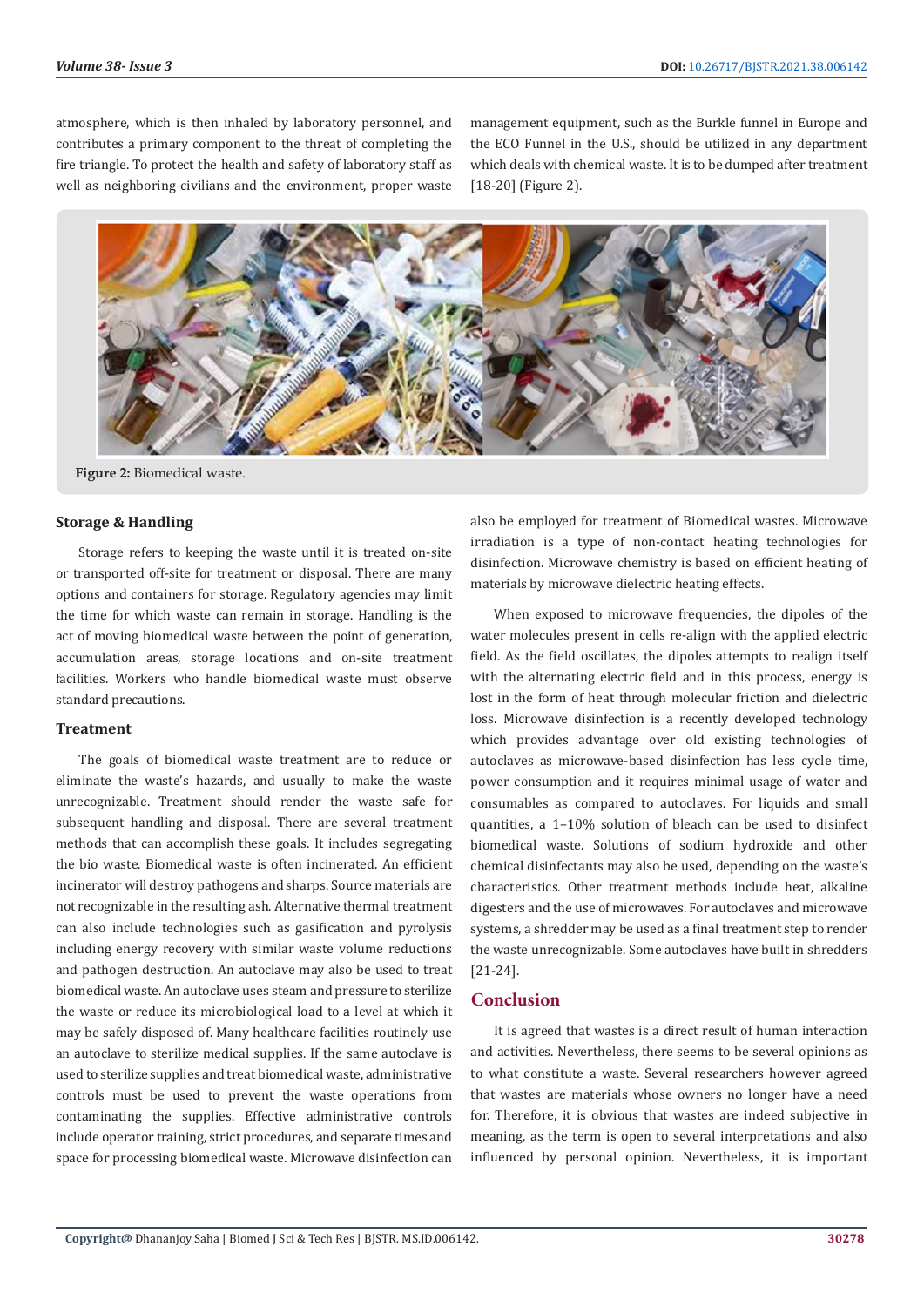atmosphere, which is then inhaled by laboratory personnel, and contributes a primary component to the threat of completing the fire triangle. To protect the health and safety of laboratory staff as well as neighboring civilians and the environment, proper waste management equipment, such as the Burkle funnel in Europe and the ECO Funnel in the U.S., should be utilized in any department which deals with chemical waste. It is to be dumped after treatment [18-20] (Figure 2).

**Figure 2:** Biomedical waste.

### Storage & Handling

Storage refers to keeping the waste until it is treated on-site or transported off-site for treatment or disposal. There are many options and containers for storage. Regulatory agencies may limit the time for which waste can remain in storage. Handling is the act of moving biomedical waste between the point of generation, accumulation areas, storage locations and on-site treatment facilities. Workers who handle biomedical waste must observe standard precautions.

### Treatment

The goals of biomedical waste treatment are to reduce or eliminate the waste's hazards, and usually to make the waste unrecognizable. Treatment should render the waste safe for subsequent handling and disposal. There are several treatment methods that can accomplish these goals. It includes segregating the bio waste. Biomedical waste is often incinerated. An efficient incinerator will destroy pathogens and sharps. Source materials are not recognizable in the resulting ash. Alternative thermal treatment can also include technologies such as gasification and pyrolysis including energy recovery with similar waste volume reductions and pathogen destruction. An autoclave may also be used to treat biomedical waste. An autoclave uses steam and pressure to sterilize the waste or reduce its microbiological load to a level at which it may be safely disposed of. Many healthcare facilities routinely use an autoclave to sterilize medical supplies. If the same autoclave is used to sterilize supplies and treat biomedical waste, administrative controls must be used to prevent the waste operations from contaminating the supplies. Effective administrative controls include operator training, strict procedures, and separate times and space for processing biomedical waste. Microwave disinfection can also be employed for treatment of Biomedical wastes. Microwave irradiation is a type of non-contact heating technologies for disinfection. Microwave chemistry is based on efficient heating of materials by microwave dielectric heating effects.

When exposed to microwave frequencies, the dipoles of the water molecules present in cells re-align with the applied electric field. As the field oscillates, the dipoles attempts to realign itself with the alternating electric field and in this process, energy is lost in the form of heat through molecular friction and dielectric loss. Microwave disinfection is a recently developed technology which provides advantage over old existing technologies of autoclaves as microwave-based disinfection has less cycle time, power consumption and it requires minimal usage of water and consumables as compared to autoclaves. For liquids and small quantities, a 1–10% solution of bleach can be used to disinfect biomedical waste. Solutions of sodium hydroxide and other chemical disinfectants may also be used, depending on the waste's characteristics. Other treatment methods include heat, alkaline digesters and the use of microwaves. For autoclaves and microwave systems, a shredder may be used as a final treatment step to render the waste unrecognizable. Some autoclaves have built in shredders [21-24].

## Conclusion

It is agreed that wastes is a direct result of human interaction and activities. Nevertheless, there seems to be several opinions as to what constitute a waste. Several researchers however agreed that wastes are materials whose owners no longer have a need for. Therefore, it is obvious that wastes are indeed subjective in meaning, as the term is open to several interpretations and also influenced by personal opinion. Nevertheless, it is important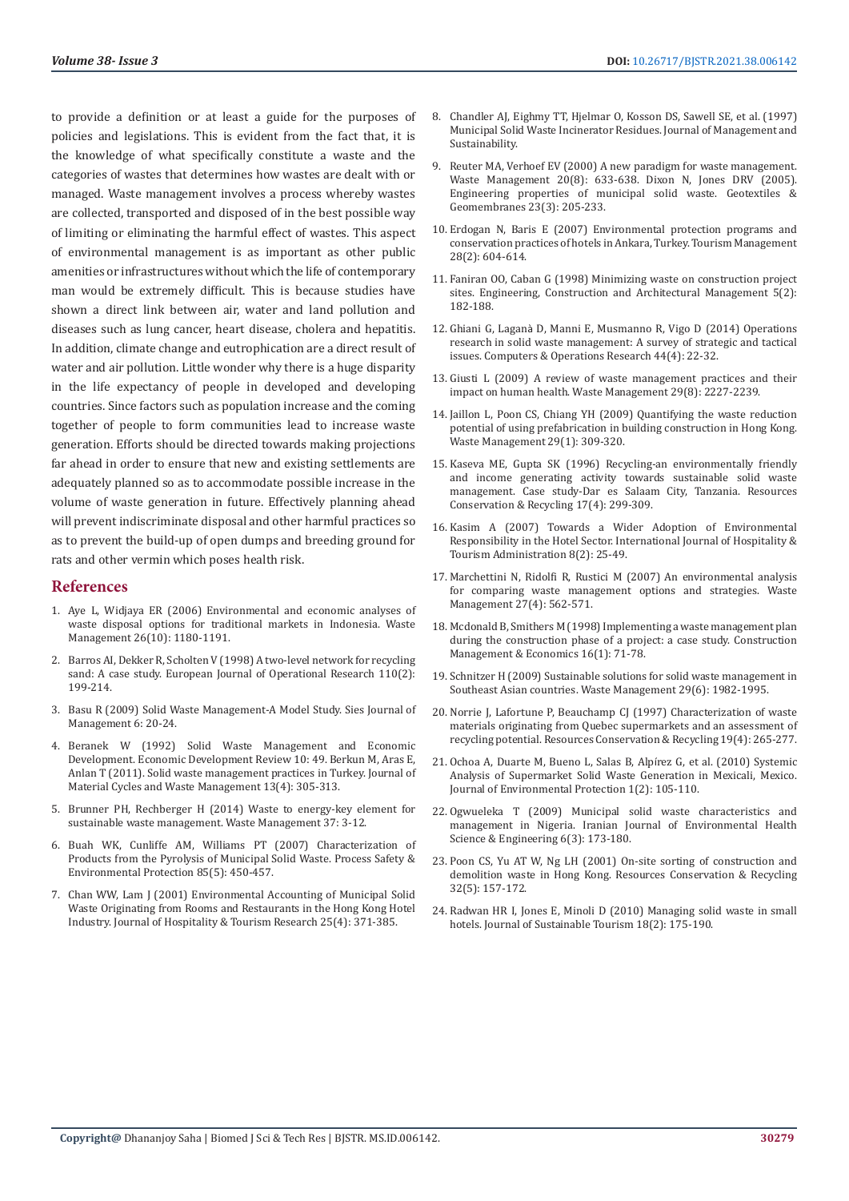to provide a definition or at least a guide for the purposes of policies and legislations. This is evident from the fact that, it is the knowledge of what specifically constitute a waste and the categories of wastes that determines how wastes are dealt with or managed. Waste management involves a process whereby wastes are collected, transported and disposed of in the best possible way of limiting or eliminating the harmful effect of wastes. This aspect of environmental management is as important as other public amenities or infrastructures without which the life of contemporary man would be extremely difficult. This is because studies have shown a direct link between air, water and land pollution and diseases such as lung cancer, heart disease, cholera and hepatitis. In addition, climate change and eutrophication are a direct result of water and air pollution. Little wonder why there is a huge disparity in the life expectancy of people in developed and developing countries. Since factors such as population increase and the coming together of people to form communities lead to increase waste generation. Efforts should be directed towards making projections far ahead in order to ensure that new and existing settlements are adequately planned so as to accommodate possible increase in the volume of waste generation in future. Effectively planning ahead will prevent indiscriminate disposal and other harmful practices so as to prevent the build-up of open dumps and breeding ground for rats and other vermin which poses health risk.

## References

1. Aye L, Widjaya ER (2006) Environmental and economic analyses of waste disposal options for traditional markets in Indonesia. Waste Management 26(10): 1180-1191.
2. Barros AI, Dekker R, Scholten V (1998) A two-level network for recycling sand: A case study. European Journal of Operational Research 110(2): 199-214.
3. Basu R (2009) Solid Waste Management-A Model Study. Sies Journal of Management 6: 20-24.
4. Beranek W (1992) Solid Waste Management and Economic Development. Economic Development Review 10: 49. Berkun M, Aras E, Anlan T (2011). Solid waste management practices in Turkey. Journal of Material Cycles and Waste Management 13(4): 305-313.
5. Brunner PH, Rechberger H (2014) Waste to energy-key element for sustainable waste management. Waste Management 37: 3-12.
6. Buah WK, Cunliffe AM, Williams PT (2007) Characterization of Products from the Pyrolysis of Municipal Solid Waste. Process Safety & Environmental Protection 85(5): 450-457.
7. Chan WW, Lam J (2001) Environmental Accounting of Municipal Solid Waste Originating from Rooms and Restaurants in the Hong Kong Hotel Industry. Journal of Hospitality & Tourism Research 25(4): 371-385.
8. Chandler AJ, Eighmy TT, Hjelmar O, Kosson DS, Sawell SE, et al. (1997) Municipal Solid Waste Incinerator Residues. Journal of Management and Sustainability.
9. Reuter MA, Verhoef EV (2000) A new paradigm for waste management. Waste Management 20(8): 633-638. Dixon N, Jones DRV (2005). Engineering properties of municipal solid waste. Geotextiles & Geomembranes 23(3): 205-233.
10. Erdogan N, Baris E (2007) Environmental protection programs and conservation practices of hotels in Ankara, Turkey. Tourism Management 28(2): 604-614.
11. Faniran OO, Caban G (1998) Minimizing waste on construction project sites. Engineering, Construction and Architectural Management 5(2): 182-188.
12. Ghiani G, Laganà D, Manni E, Musmanno R, Vigo D (2014) Operations research in solid waste management: A survey of strategic and tactical issues. Computers & Operations Research 44(4): 22-32.
13. Giusti L (2009) A review of waste management practices and their impact on human health. Waste Management 29(8): 2227-2239.
14. Jaillon L, Poon CS, Chiang YH (2009) Quantifying the waste reduction potential of using prefabrication in building construction in Hong Kong. Waste Management 29(1): 309-320.
15. Kaseva ME, Gupta SK (1996) Recycling-an environmentally friendly and income generating activity towards sustainable solid waste management. Case study-Dar es Salaam City, Tanzania. Resources Conservation & Recycling 17(4): 299-309.
16. Kasim A (2007) Towards a Wider Adoption of Environmental Responsibility in the Hotel Sector. International Journal of Hospitality & Tourism Administration 8(2): 25-49.
17. Marchettini N, Ridolfi R, Rustici M (2007) An environmental analysis for comparing waste management options and strategies. Waste Management 27(4): 562-571.
18. Mcdonald B, Smithers M (1998) Implementing a waste management plan during the construction phase of a project: a case study. Construction Management & Economics 16(1): 71-78.
19. Schnitzer H (2009) Sustainable solutions for solid waste management in Southeast Asian countries. Waste Management 29(6): 1982-1995.
20. Norrie J, Lafortune P, Beauchamp CJ (1997) Characterization of waste materials originating from Quebec supermarkets and an assessment of recycling potential. Resources Conservation & Recycling 19(4): 265-277.
21. Ochoa A, Duarte M, Bueno L, Salas B, Alpírez G, et al. (2010) Systemic Analysis of Supermarket Solid Waste Generation in Mexicali, Mexico. Journal of Environmental Protection 1(2): 105-110.
22. Ogwueleka T (2009) Municipal solid waste characteristics and management in Nigeria. Iranian Journal of Environmental Health Science & Engineering 6(3): 173-180.
23. Poon CS, Yu AT W, Ng LH (2001) On-site sorting of construction and demolition waste in Hong Kong. Resources Conservation & Recycling 32(5): 157-172.
24. Radwan HR I, Jones E, Minoli D (2010) Managing solid waste in small hotels. Journal of Sustainable Tourism 18(2): 175-190.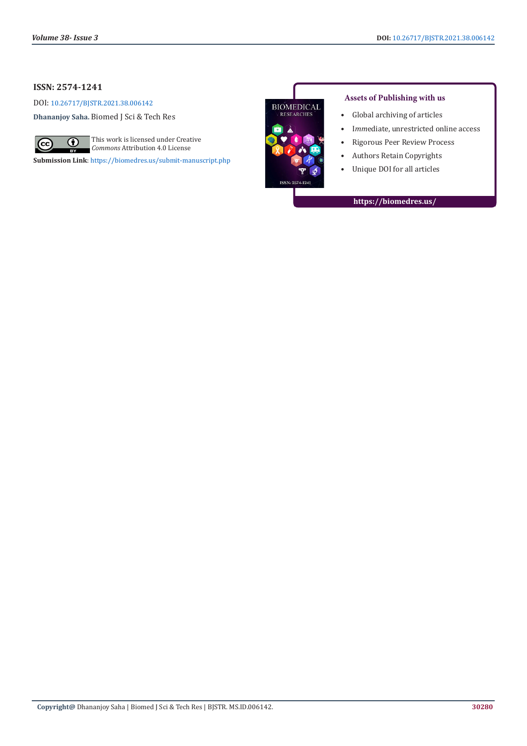**ISSN: 2574-1241**

DOI: 10.26717/BJSTR.2021.38.006142

**Dhananjoy Saha.** Biomed J Sci & Tech Res

This work is licensed under Creative *Commons* Attribution 4.0 License

**Submission Link**: https://biomedres.us/submit-manuscript.php

**Assets of Publishing with us**

- Global archiving of articles
- Immediate, unrestricted online access
- Rigorous Peer Review Process
- Authors Retain Copyrights
- Unique DOI for all articles

**https://biomedres.us/**